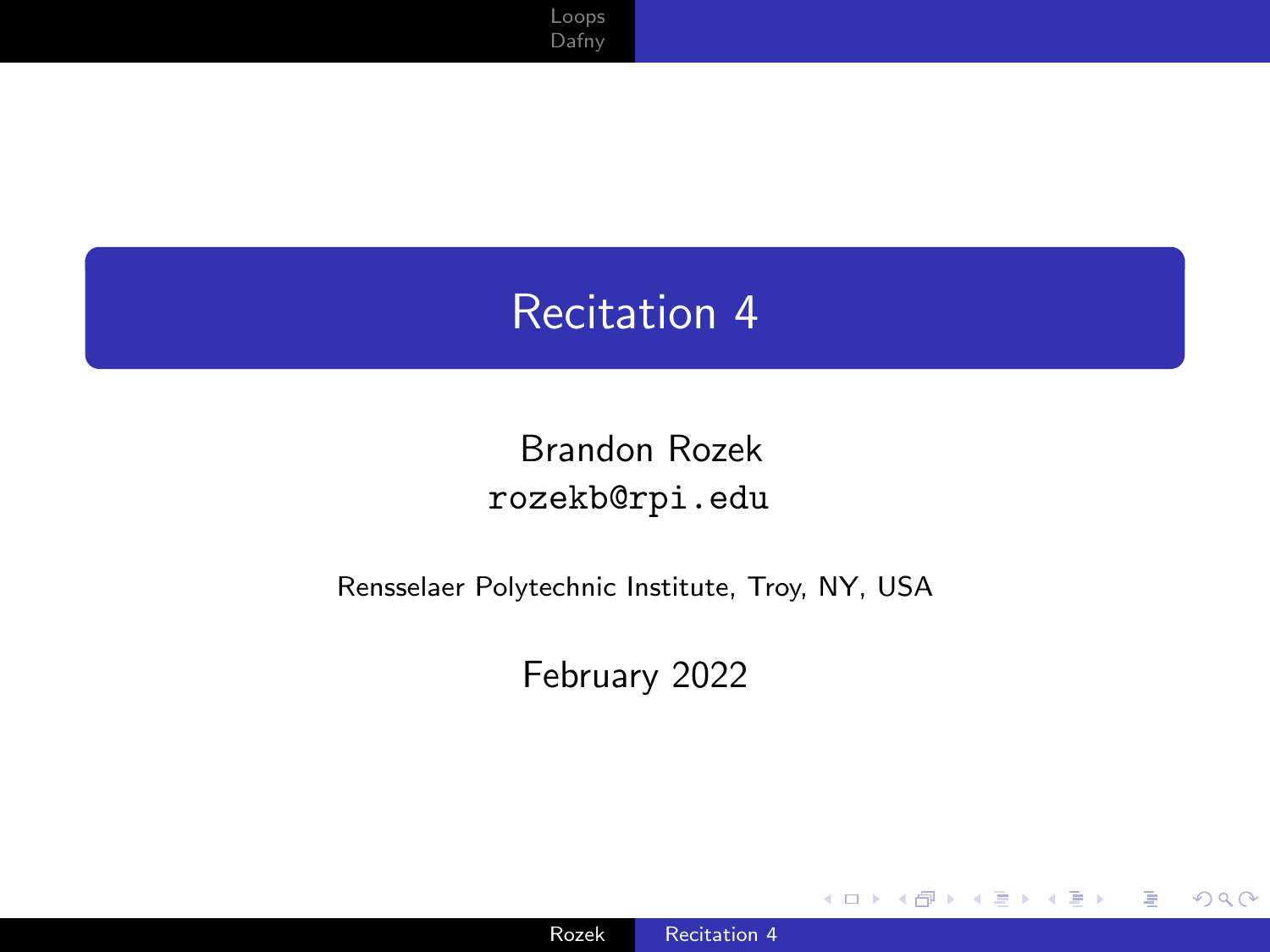# Recitation 4

Brandon Rozek
rozekb@rpi.edu

Rensselaer Polytechnic Institute, Troy, NY, USA

February 2022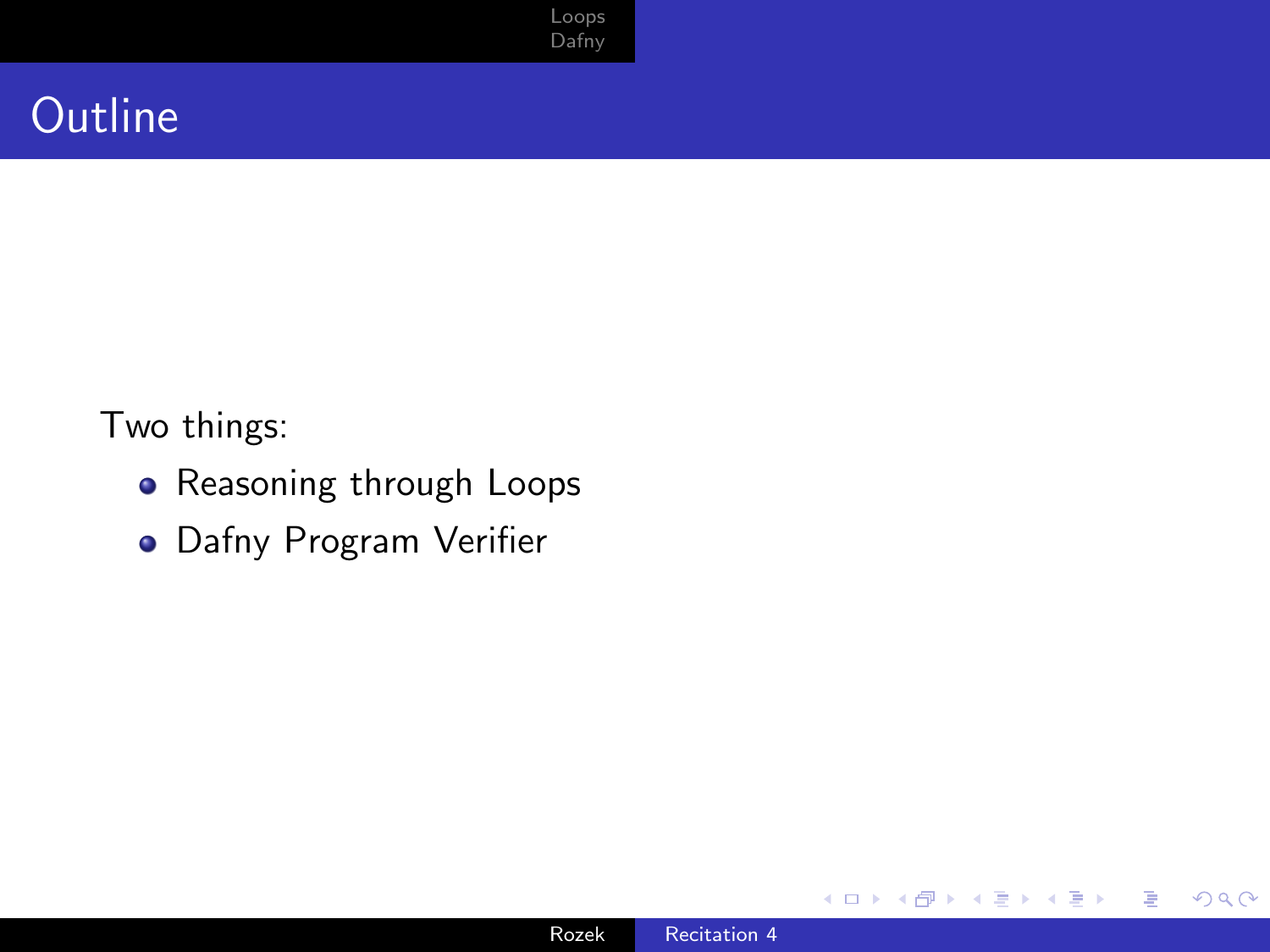# Outline

Two things:

- Reasoning through Loops
- Dafny Program Verifier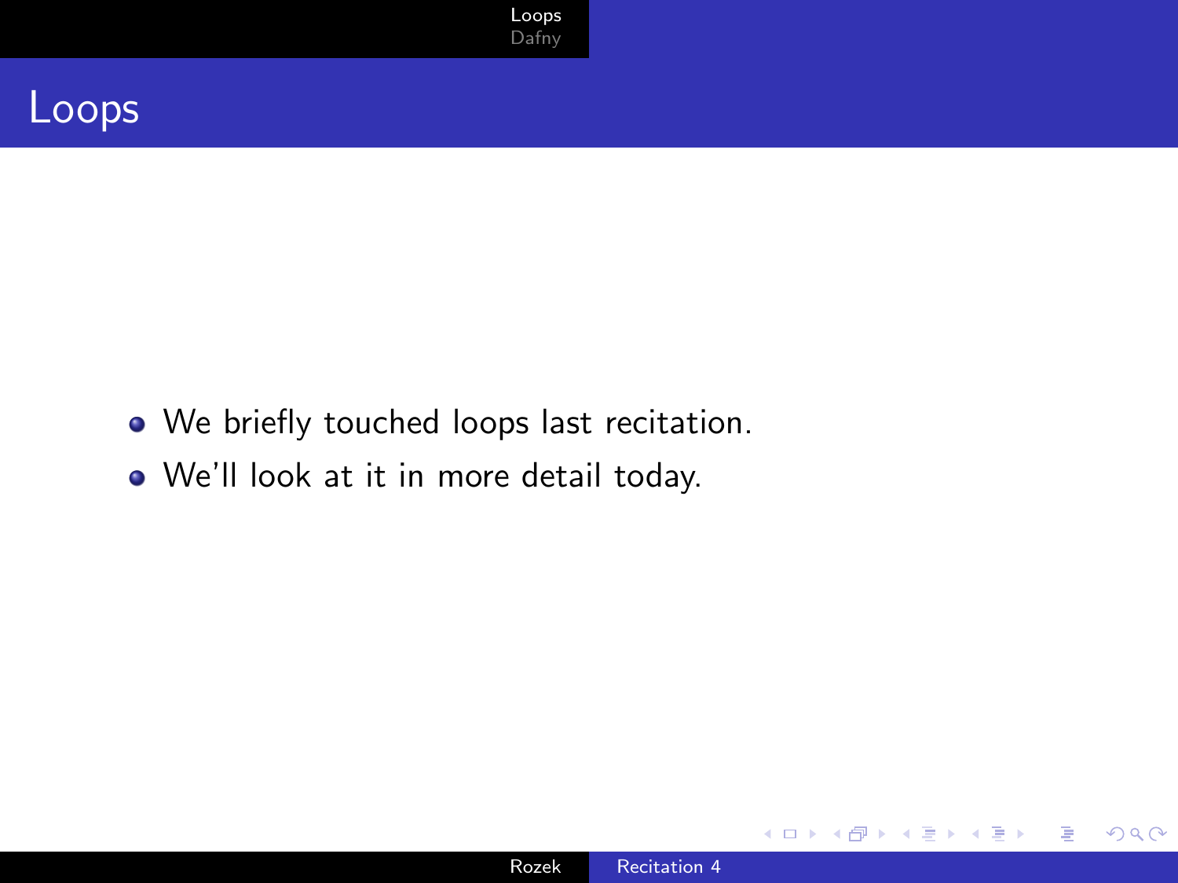# Loops

- We briefly touched loops last recitation.
- We'll look at it in more detail today.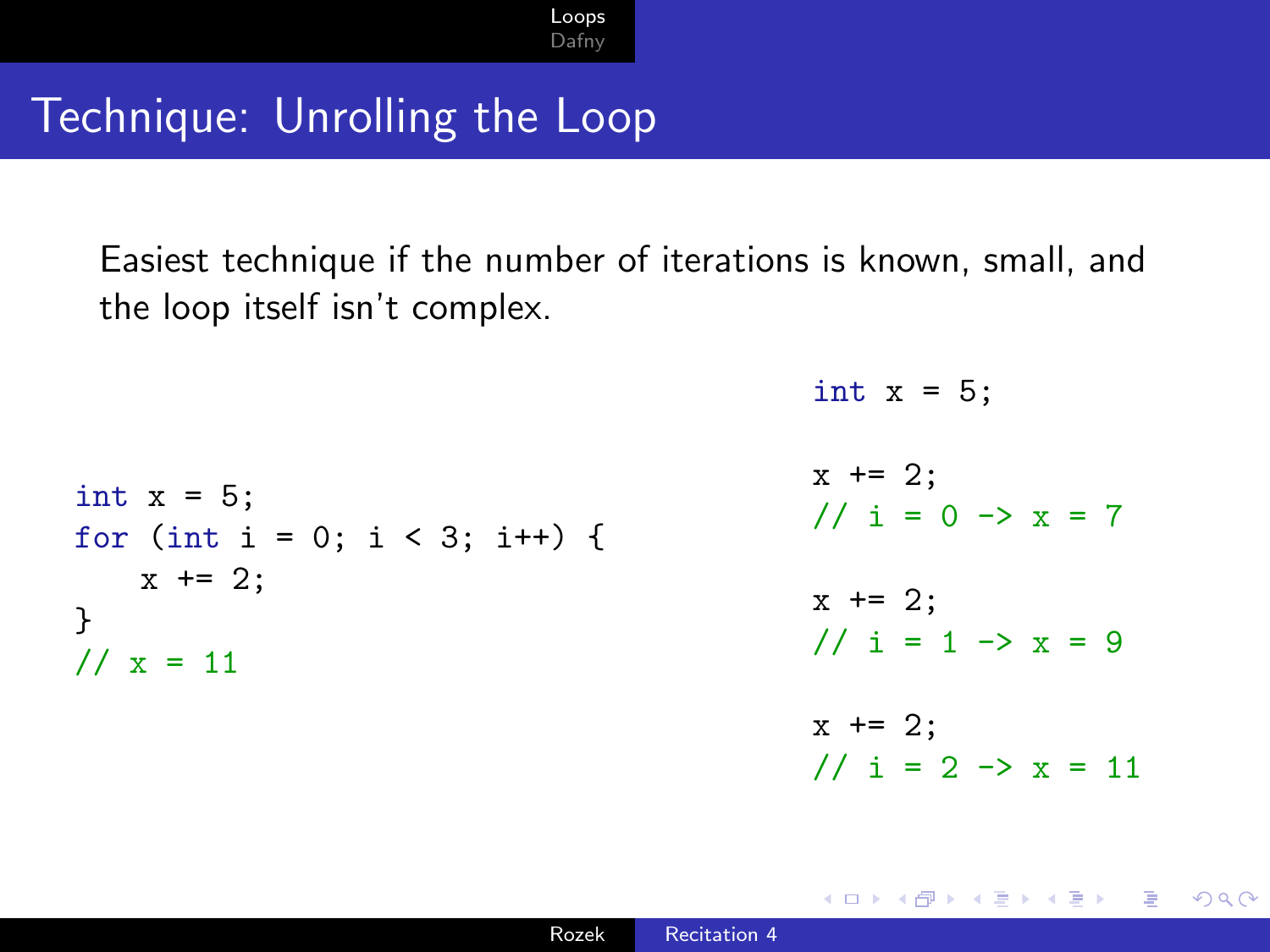# Technique: Unrolling the Loop

Easiest technique if the number of iterations is known, small, and the loop itself isn't complex.

```
int x = 5;
for (int i = 0; i < 3; i++) {
    x += 2;
}
// x = 11
```

```
int x = 5;

x += 2;
// i = 0 -> x = 7

x += 2;
// i = 1 -> x = 9

x += 2;
// i = 2 -> x = 11
```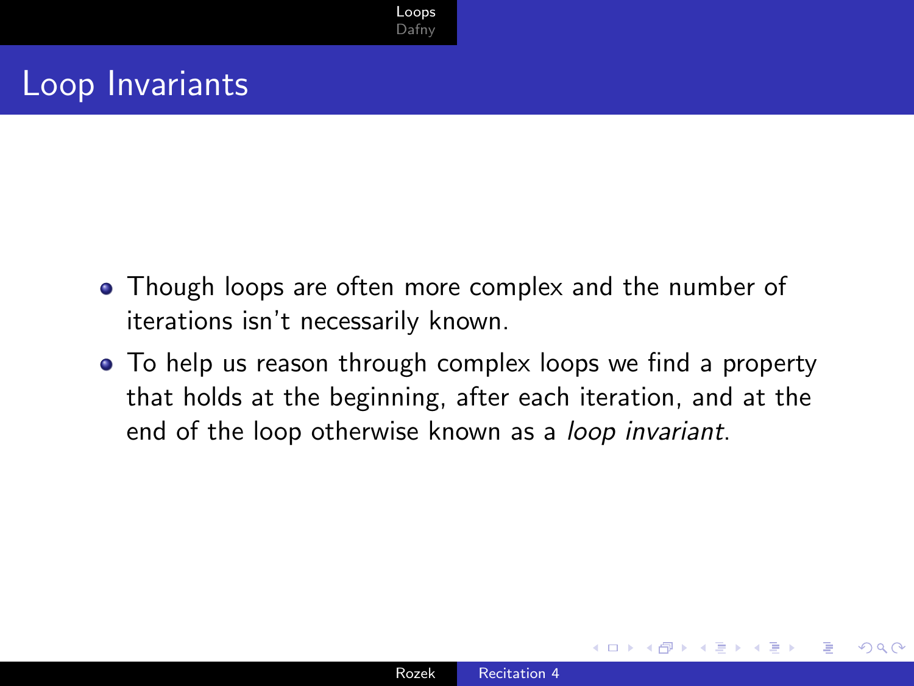# Loop Invariants

- Though loops are often more complex and the number of iterations isn't necessarily known.
- To help us reason through complex loops we find a property that holds at the beginning, after each iteration, and at the end of the loop otherwise known as a *loop invariant*.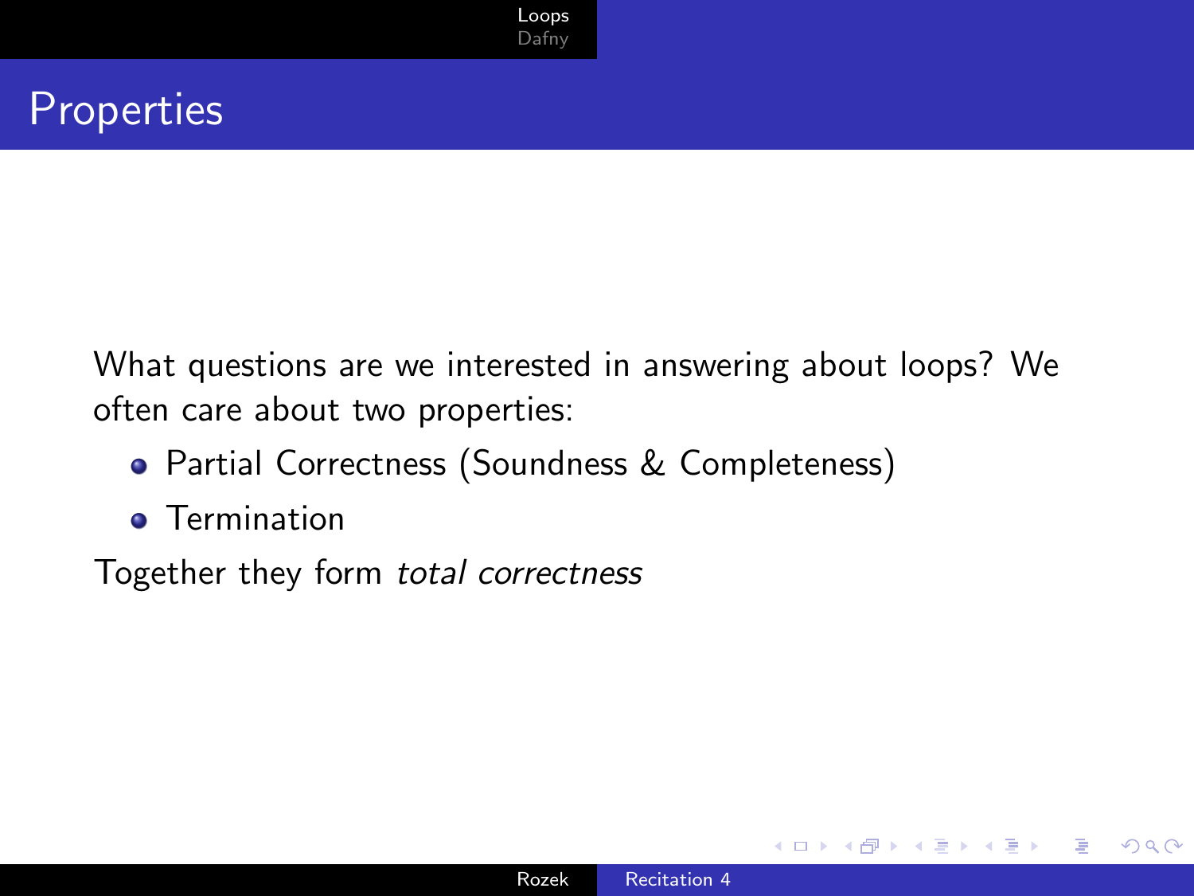## Properties

What questions are we interested in answering about loops? We often care about two properties:

- Partial Correctness (Soundness & Completeness)
- Termination

Together they form *total correctness*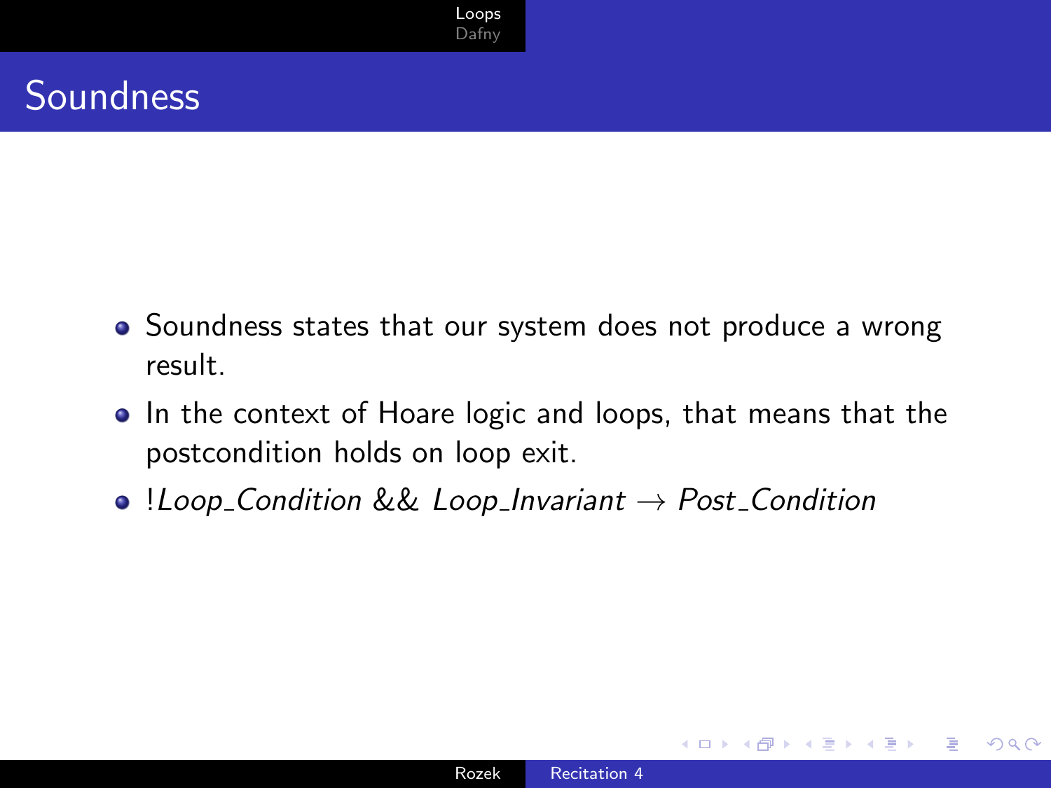# Soundness

- Soundness states that our system does not produce a wrong result.
- In the context of Hoare logic and loops, that means that the postcondition holds on loop exit.
- $!Loop\_Condition \ \&\& \ Loop\_Invariant \rightarrow Post\_Condition$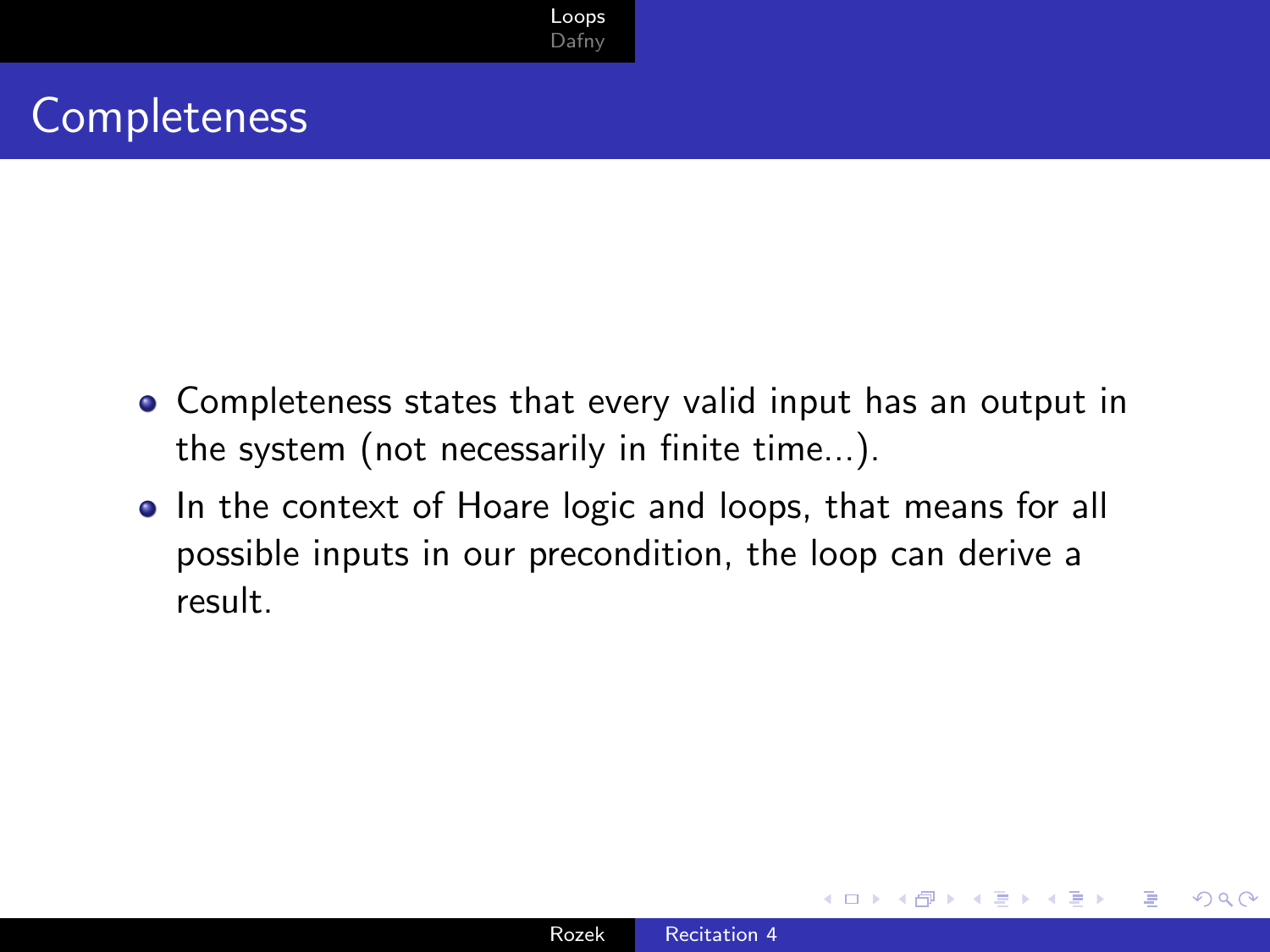# Completeness

- Completeness states that every valid input has an output in the system (not necessarily in finite time...).
- In the context of Hoare logic and loops, that means for all possible inputs in our precondition, the loop can derive a result.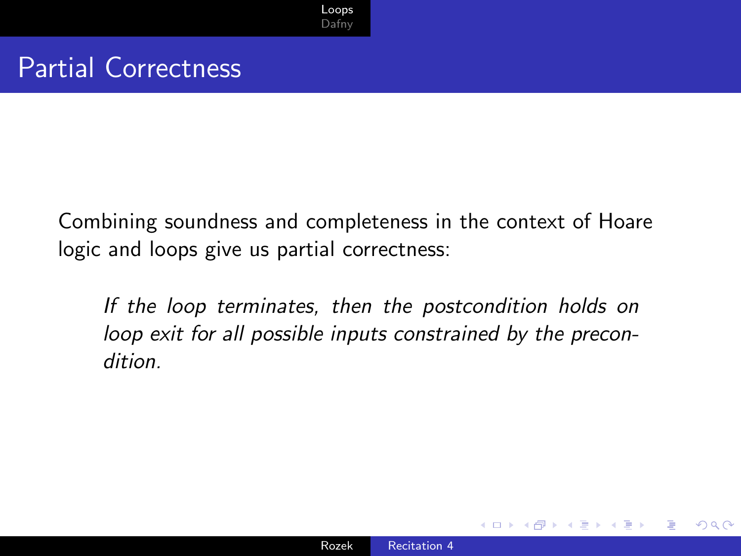# Partial Correctness

Combining soundness and completeness in the context of Hoare logic and loops give us partial correctness:

> *If the loop terminates, then the postcondition holds on loop exit for all possible inputs constrained by the precondition.*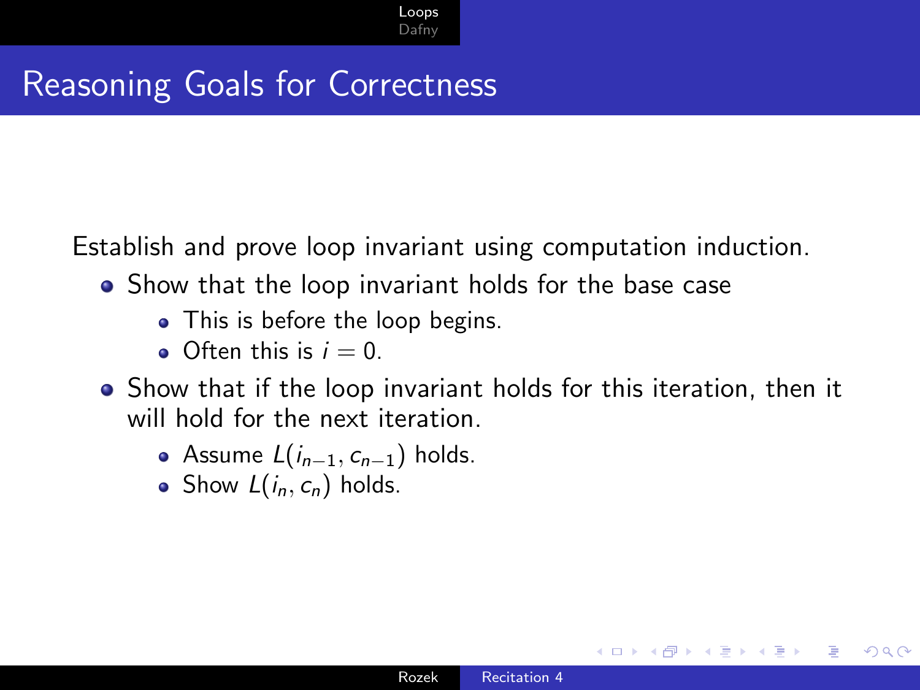# Reasoning Goals for Correctness

Establish and prove loop invariant using computation induction.

- Show that the loop invariant holds for the base case
  - This is before the loop begins.
  - Often this is $i = 0$.
- Show that if the loop invariant holds for this iteration, then it will hold for the next iteration.
  - Assume $L(i_{n-1}, c_{n-1})$ holds.
  - Show $L(i_n, c_n)$ holds.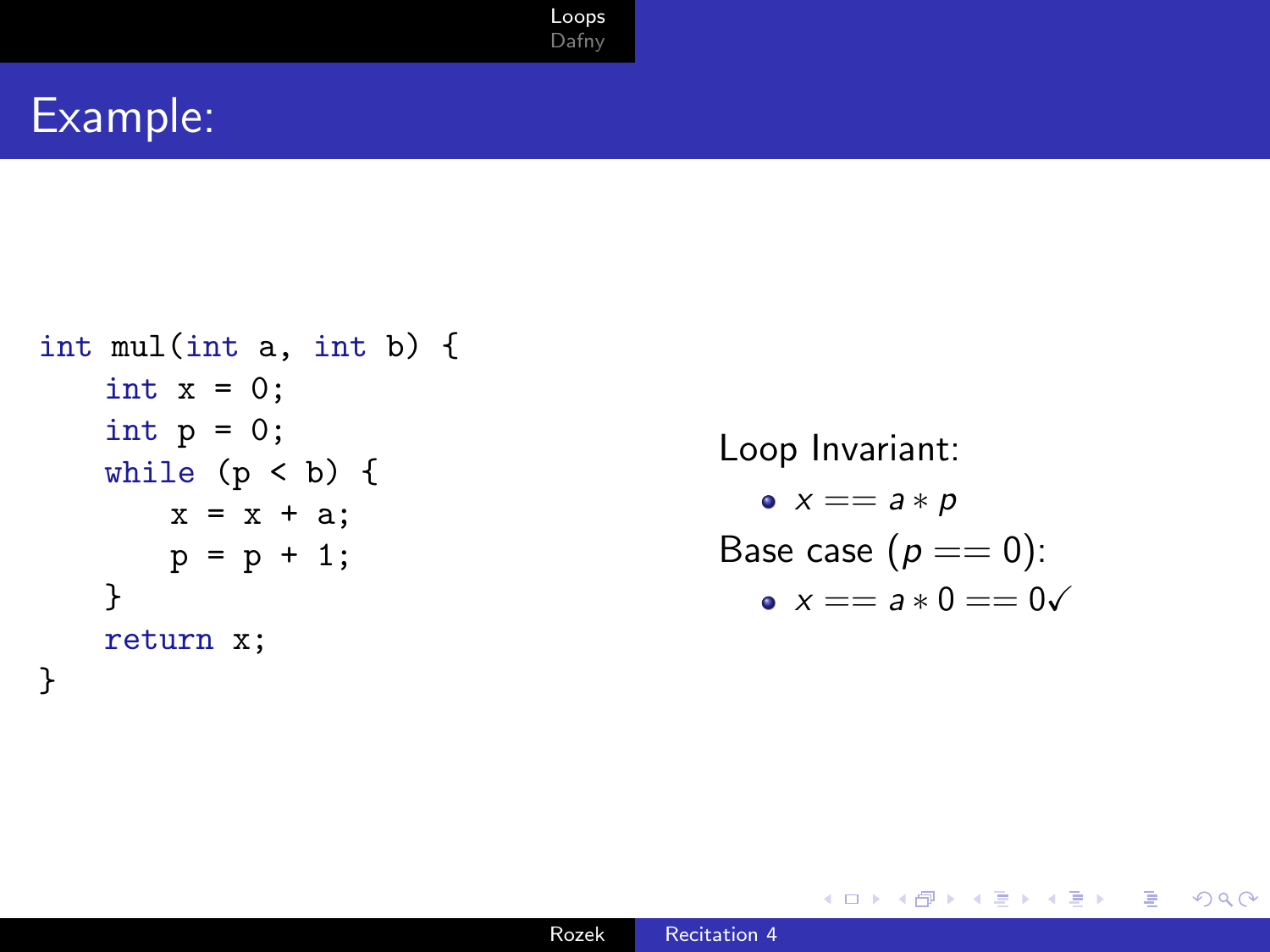# Example:

```
int mul(int a, int b) {
    int x = 0;
    int p = 0;
    while (p < b) {
        x = x + a;
        p = p + 1;
    }
    return x;
}
```

Loop Invariant:

- $x == a * p$

Base case ($p == 0$):

- $x == a * 0 == 0 \checkmark$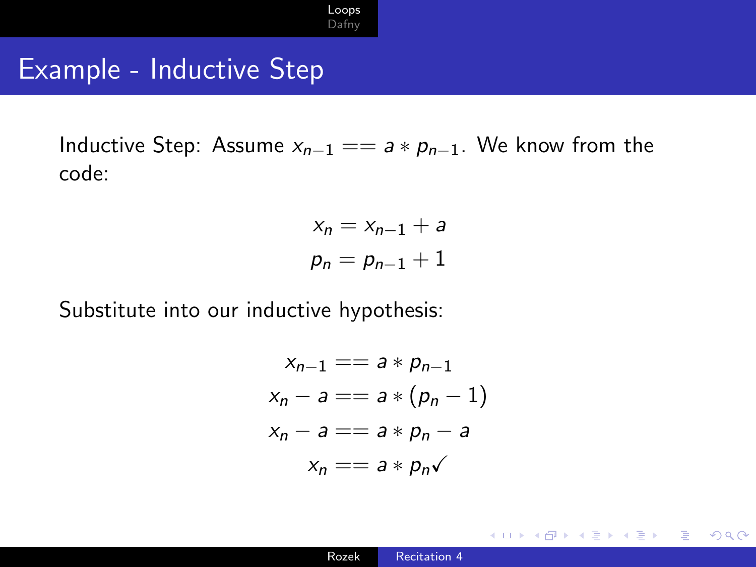# Example - Inductive Step

Inductive Step: Assume $x_{n-1} == a * p_{n-1}$. We know from the code:

$$
x_n = x_{n-1} + a
$$
$$
p_n = p_{n-1} + 1
$$

Substitute into our inductive hypothesis:

$$
x_{n-1} == a * p_{n-1}
$$
$$
x_n - a == a * (p_n - 1)
$$
$$
x_n - a == a * p_n - a
$$
$$
x_n == a * p_n \checkmark
$$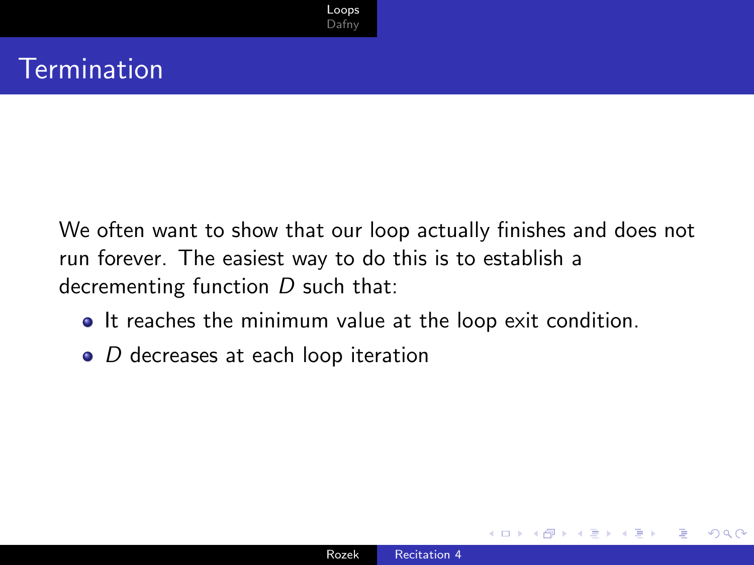# Termination

We often want to show that our loop actually finishes and does not run forever. The easiest way to do this is to establish a decrementing function $D$ such that:

- It reaches the minimum value at the loop exit condition.
- $D$ decreases at each loop iteration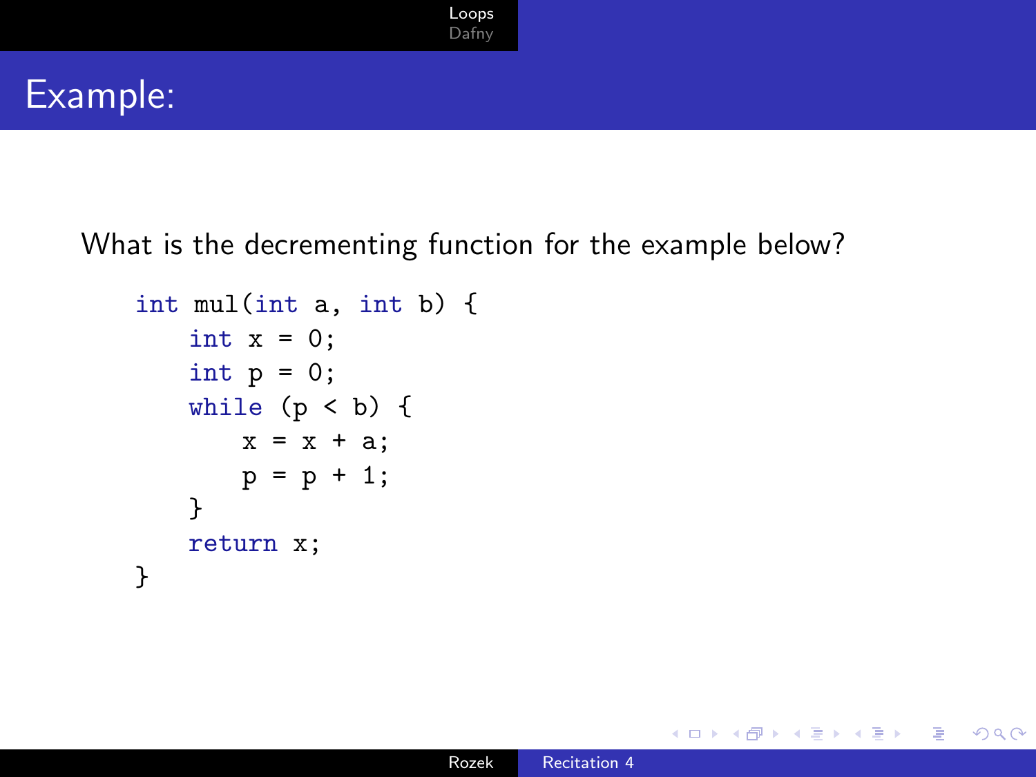# Example:

What is the decrementing function for the example below?

```
int mul(int a, int b) {
    int x = 0;
    int p = 0;
    while (p < b) {
        x = x + a;
        p = p + 1;
    }
    return x;
}
```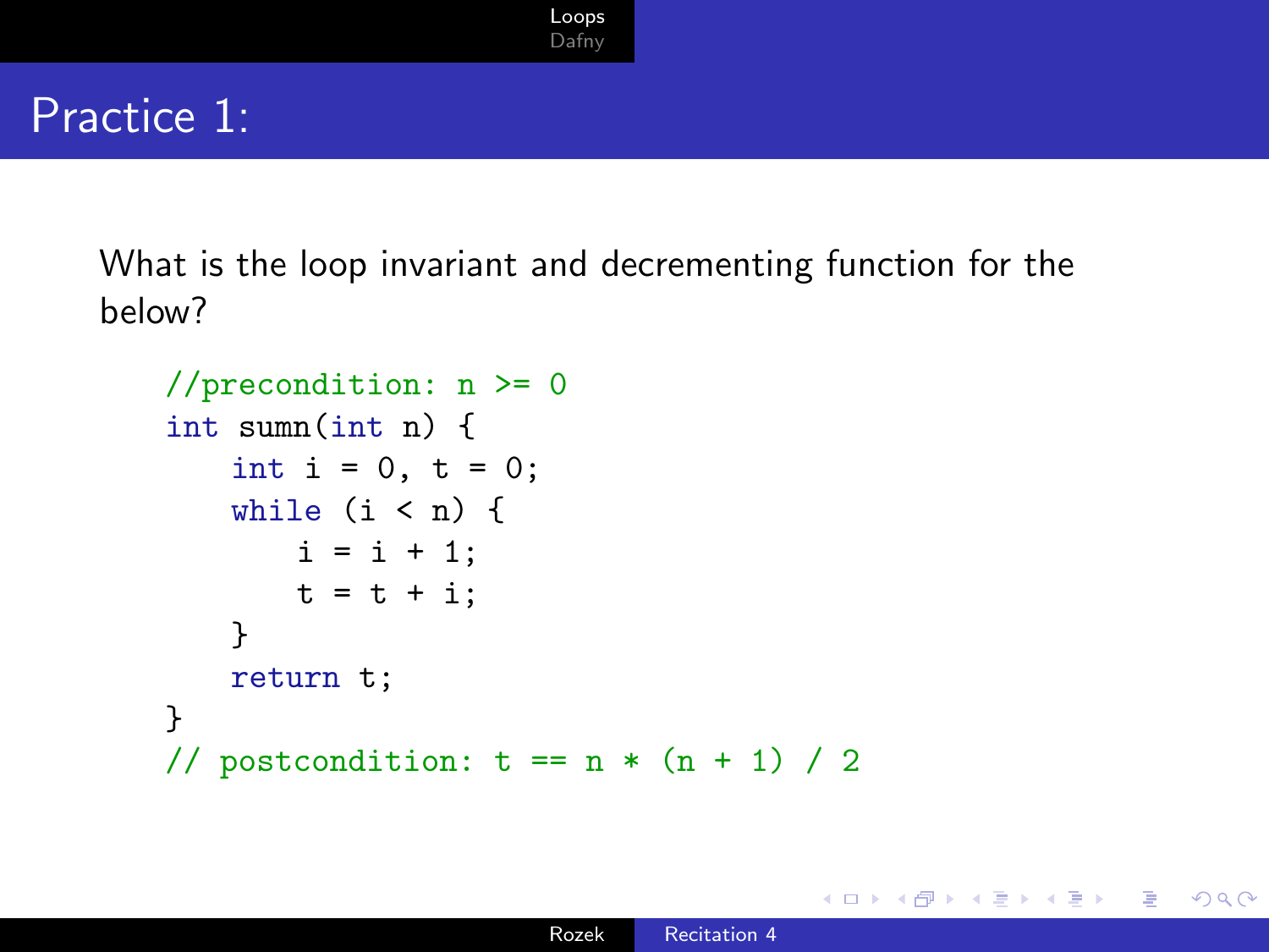# Practice 1:

What is the loop invariant and decrementing function for the below?

```
//precondition: n >= 0
int sumn(int n) {
    int i = 0, t = 0;
    while (i < n) {
        i = i + 1;
        t = t + i;
    }
    return t;
}
// postcondition: t == n * (n + 1) / 2
```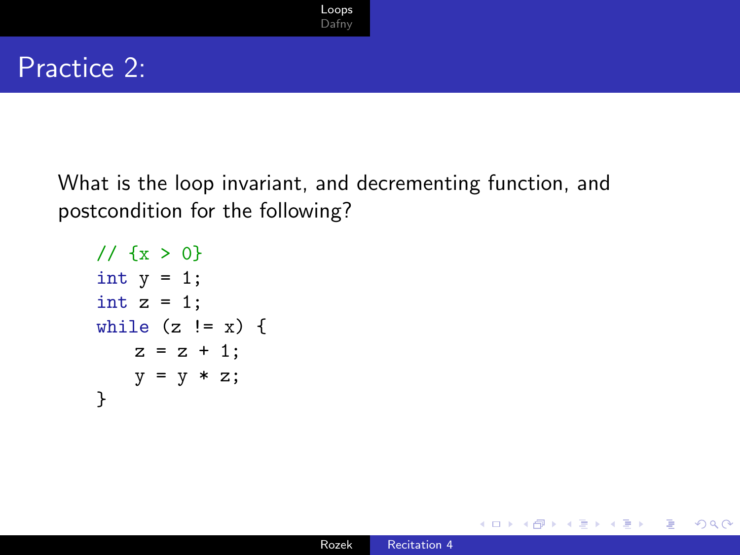# Practice 2:

What is the loop invariant, and decrementing function, and postcondition for the following?

```
// {x > 0}
int y = 1;
int z = 1;
while (z != x) {
    z = z + 1;
    y = y * z;
}
```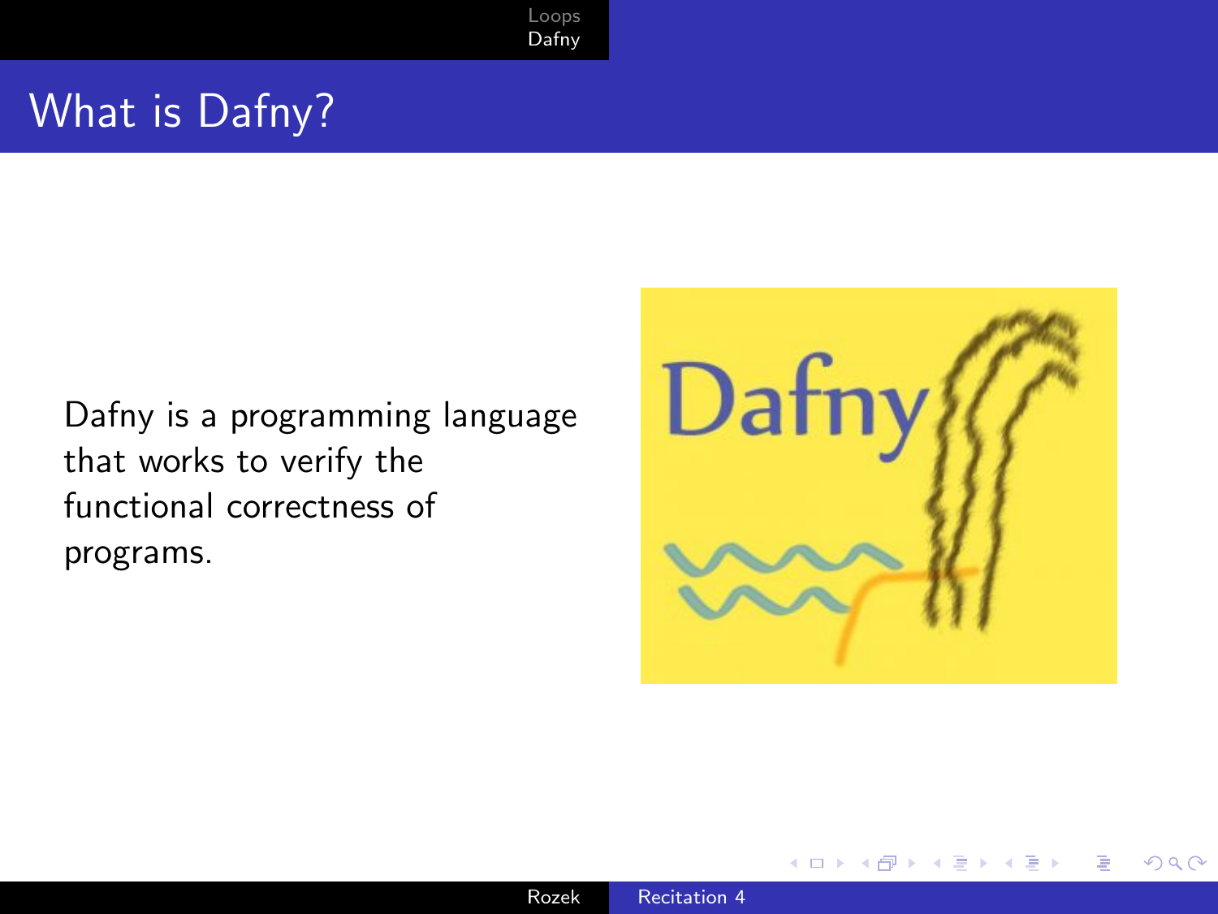# What is Dafny?

Dafny is a programming language that works to verify the functional correctness of programs.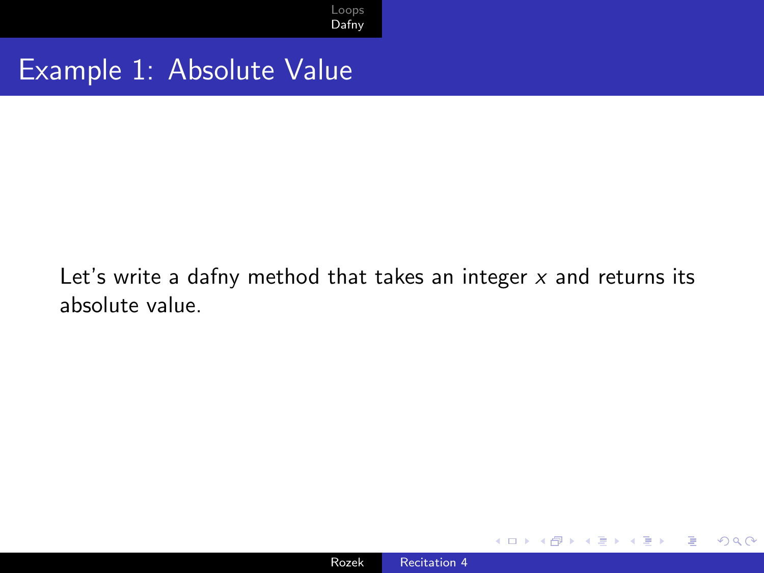# Example 1: Absolute Value

Let's write a dafny method that takes an integer $x$ and returns its absolute value.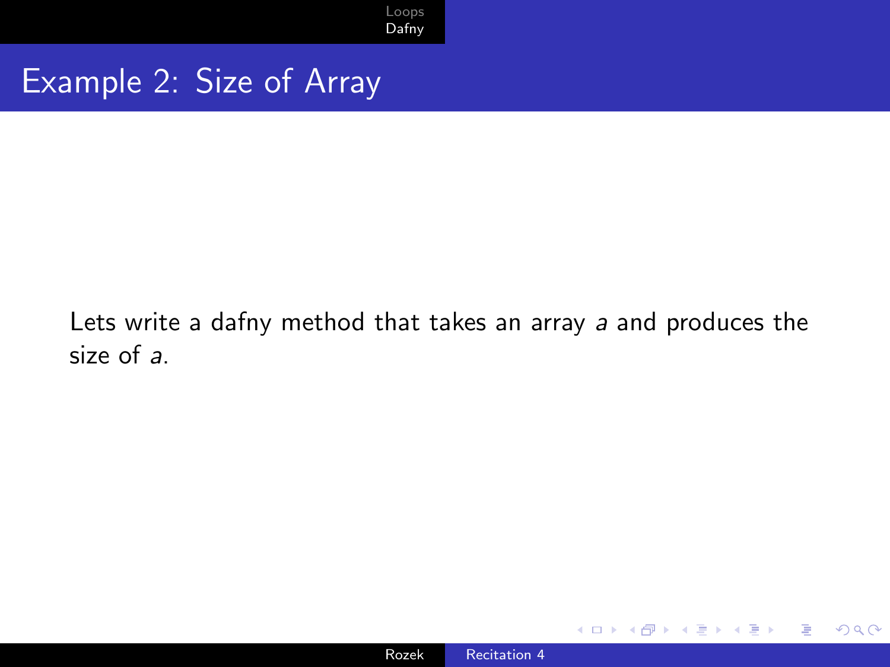# Example 2: Size of Array

Lets write a dafny method that takes an array *a* and produces the size of *a*.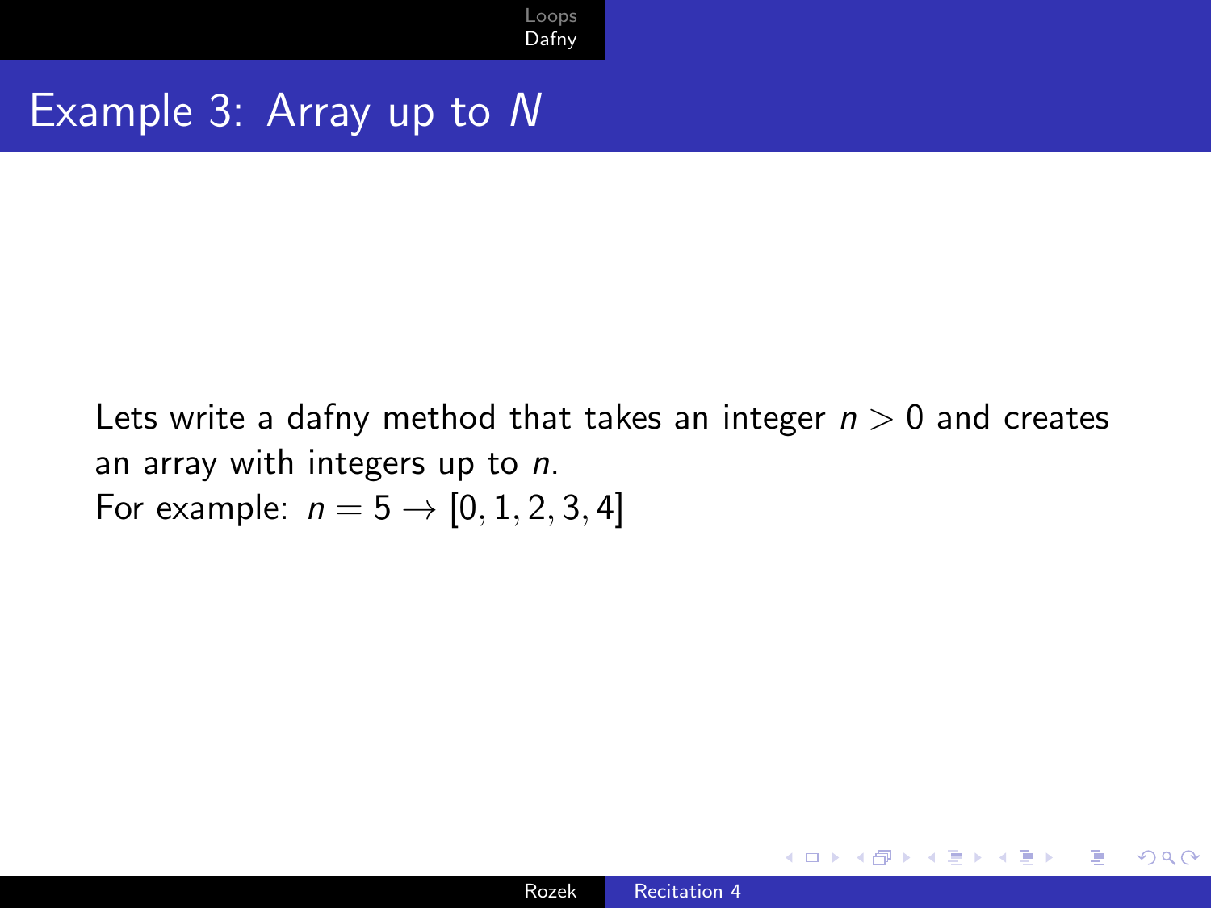# Example 3: Array up to $N$

Lets write a dafny method that takes an integer $n > 0$ and creates an array with integers up to $n$.
For example: $n = 5 \rightarrow [0, 1, 2, 3, 4]$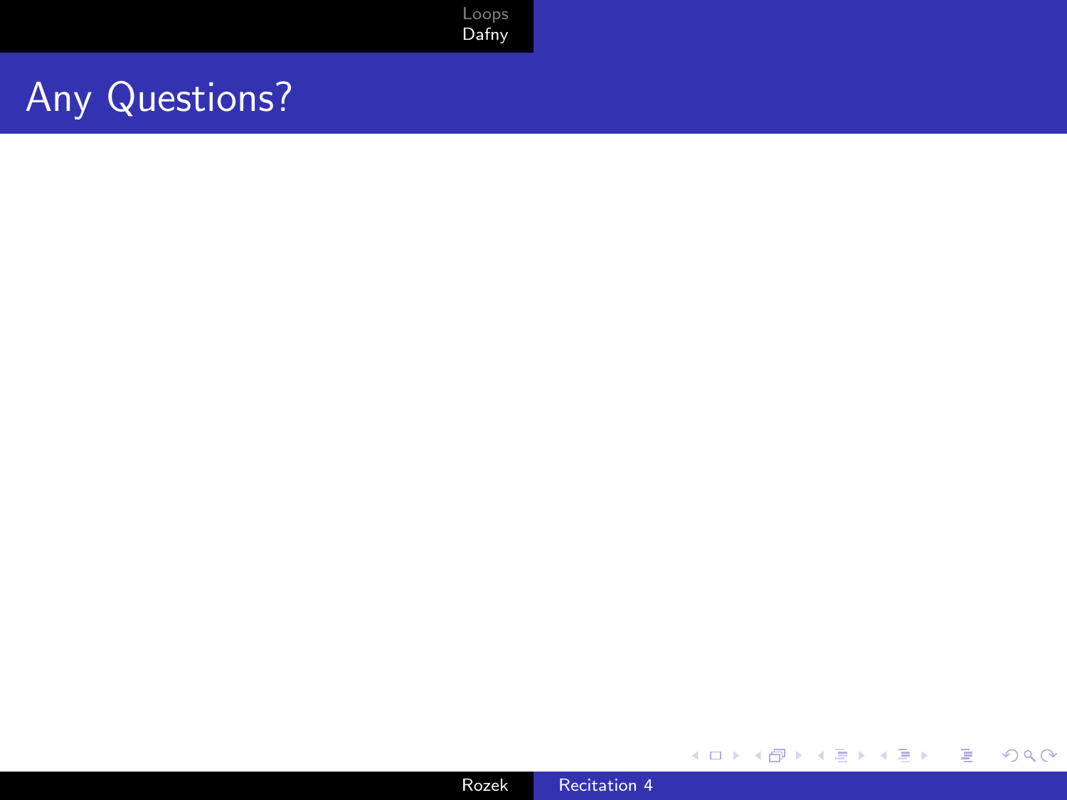# Any Questions?